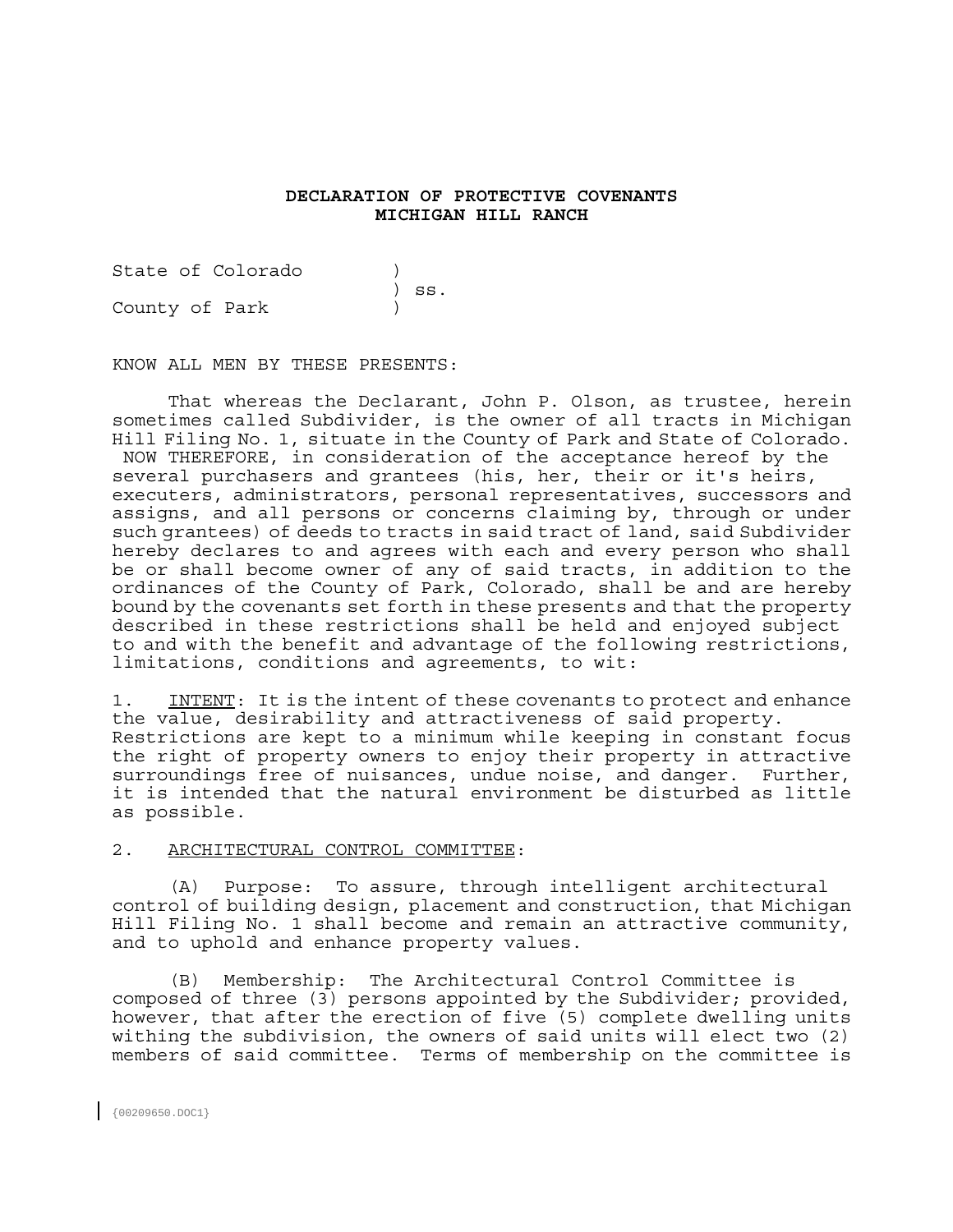# DECLARATION OF PROTECTIVE COVENANTS
# MICHIGAN HILL RANCH

State of Colorado )
) ss.
County of Park )

KNOW ALL MEN BY THESE PRESENTS:

That whereas the Declarant, John P. Olson, as trustee, herein sometimes called Subdivider, is the owner of all tracts in Michigan Hill Filing No. 1, situate in the County of Park and State of Colorado. NOW THEREFORE, in consideration of the acceptance hereof by the several purchasers and grantees (his, her, their or it's heirs, executers, administrators, personal representatives, successors and assigns, and all persons or concerns claiming by, through or under such grantees) of deeds to tracts in said tract of land, said Subdivider hereby declares to and agrees with each and every person who shall be or shall become owner of any of said tracts, in addition to the ordinances of the County of Park, Colorado, shall be and are hereby bound by the covenants set forth in these presents and that the property described in these restrictions shall be held and enjoyed subject to and with the benefit and advantage of the following restrictions, limitations, conditions and agreements, to wit:

1. INTENT: It is the intent of these covenants to protect and enhance the value, desirability and attractiveness of said property. Restrictions are kept to a minimum while keeping in constant focus the right of property owners to enjoy their property in attractive surroundings free of nuisances, undue noise, and danger. Further, it is intended that the natural environment be disturbed as little as possible.

2. ARCHITECTURAL CONTROL COMMITTEE:

(A) Purpose: To assure, through intelligent architectural control of building design, placement and construction, that Michigan Hill Filing No. 1 shall become and remain an attractive community, and to uphold and enhance property values.

(B) Membership: The Architectural Control Committee is composed of three (3) persons appointed by the Subdivider; provided, however, that after the erection of five (5) complete dwelling units withing the subdivision, the owners of said units will elect two (2) members of said committee. Terms of membership on the committee is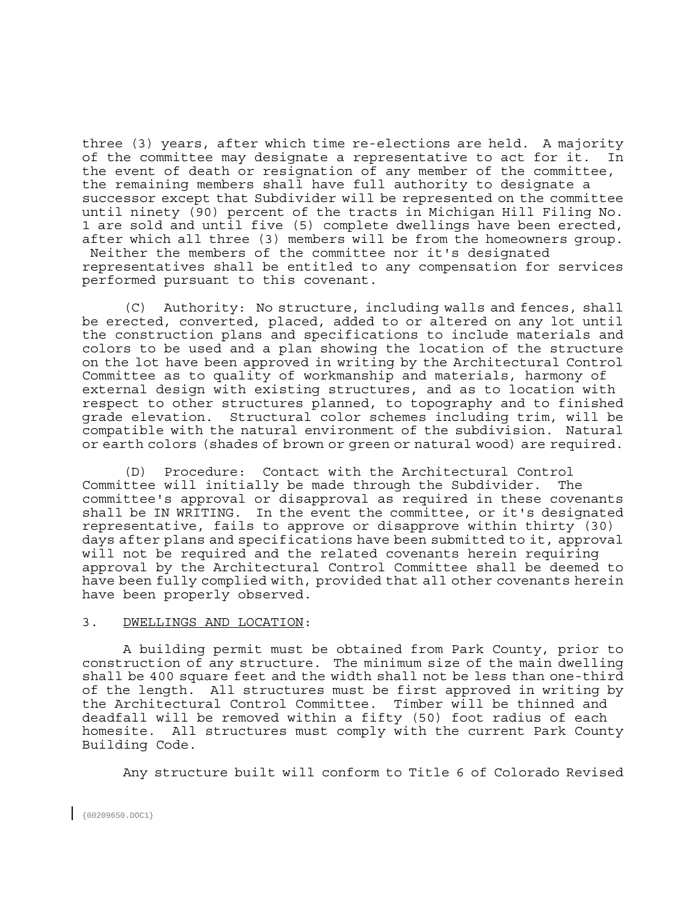three (3) years, after which time re-elections are held. A majority of the committee may designate a representative to act for it. In the event of death or resignation of any member of the committee, the remaining members shall have full authority to designate a successor except that Subdivider will be represented on the committee until ninety (90) percent of the tracts in Michigan Hill Filing No. 1 are sold and until five (5) complete dwellings have been erected, after which all three (3) members will be from the homeowners group. Neither the members of the committee nor it's designated representatives shall be entitled to any compensation for services performed pursuant to this covenant.

(C) Authority: No structure, including walls and fences, shall be erected, converted, placed, added to or altered on any lot until the construction plans and specifications to include materials and colors to be used and a plan showing the location of the structure on the lot have been approved in writing by the Architectural Control Committee as to quality of workmanship and materials, harmony of external design with existing structures, and as to location with respect to other structures planned, to topography and to finished grade elevation. Structural color schemes including trim, will be compatible with the natural environment of the subdivision. Natural or earth colors (shades of brown or green or natural wood) are required.

(D) Procedure: Contact with the Architectural Control Committee will initially be made through the Subdivider. The committee's approval or disapproval as required in these covenants shall be IN WRITING. In the event the committee, or it's designated representative, fails to approve or disapprove within thirty (30) days after plans and specifications have been submitted to it, approval will not be required and the related covenants herein requiring approval by the Architectural Control Committee shall be deemed to have been fully complied with, provided that all other covenants herein have been properly observed.

3. <u>DWELLINGS AND LOCATION</u>:

A building permit must be obtained from Park County, prior to construction of any structure. The minimum size of the main dwelling shall be 400 square feet and the width shall not be less than one-third of the length. All structures must be first approved in writing by the Architectural Control Committee. Timber will be thinned and deadfall will be removed within a fifty (50) foot radius of each homesite. All structures must comply with the current Park County Building Code.

Any structure built will conform to Title 6 of Colorado Revised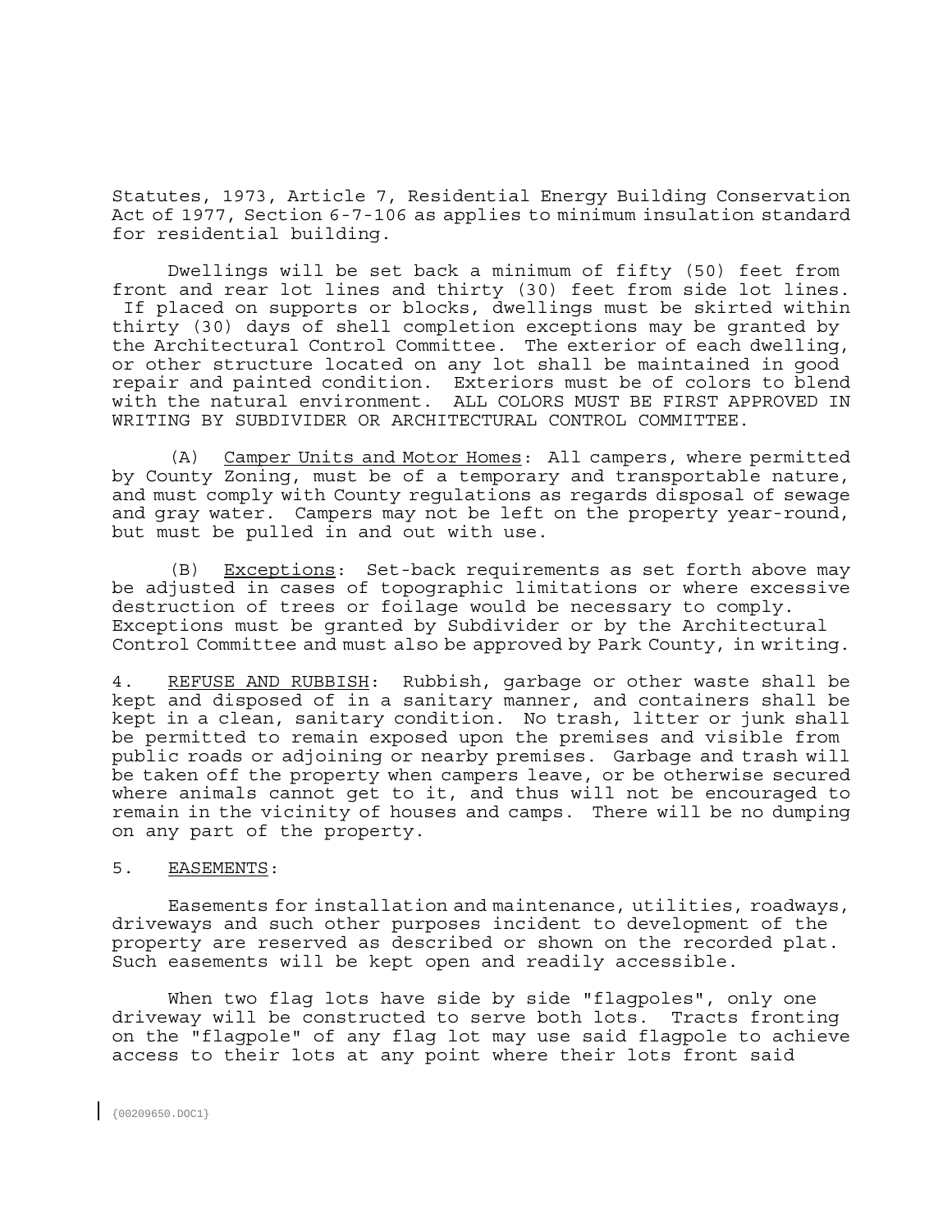Statutes, 1973, Article 7, Residential Energy Building Conservation Act of 1977, Section 6-7-106 as applies to minimum insulation standard for residential building.

Dwellings will be set back a minimum of fifty (50) feet from front and rear lot lines and thirty (30) feet from side lot lines. If placed on supports or blocks, dwellings must be skirted within thirty (30) days of shell completion exceptions may be granted by the Architectural Control Committee. The exterior of each dwelling, or other structure located on any lot shall be maintained in good repair and painted condition. Exteriors must be of colors to blend with the natural environment. ALL COLORS MUST BE FIRST APPROVED IN WRITING BY SUBDIVIDER OR ARCHITECTURAL CONTROL COMMITTEE.

(A) Camper Units and Motor Homes: All campers, where permitted by County Zoning, must be of a temporary and transportable nature, and must comply with County regulations as regards disposal of sewage and gray water. Campers may not be left on the property year-round, but must be pulled in and out with use.

(B) Exceptions: Set-back requirements as set forth above may be adjusted in cases of topographic limitations or where excessive destruction of trees or foilage would be necessary to comply. Exceptions must be granted by Subdivider or by the Architectural Control Committee and must also be approved by Park County, in writing.

4. REFUSE AND RUBBISH: Rubbish, garbage or other waste shall be kept and disposed of in a sanitary manner, and containers shall be kept in a clean, sanitary condition. No trash, litter or junk shall be permitted to remain exposed upon the premises and visible from public roads or adjoining or nearby premises. Garbage and trash will be taken off the property when campers leave, or be otherwise secured where animals cannot get to it, and thus will not be encouraged to remain in the vicinity of houses and camps. There will be no dumping on any part of the property.

5. EASEMENTS:

Easements for installation and maintenance, utilities, roadways, driveways and such other purposes incident to development of the property are reserved as described or shown on the recorded plat. Such easements will be kept open and readily accessible.

When two flag lots have side by side "flagpoles", only one driveway will be constructed to serve both lots. Tracts fronting on the "flagpole" of any flag lot may use said flagpole to achieve access to their lots at any point where their lots front said

{00209650.DOC1}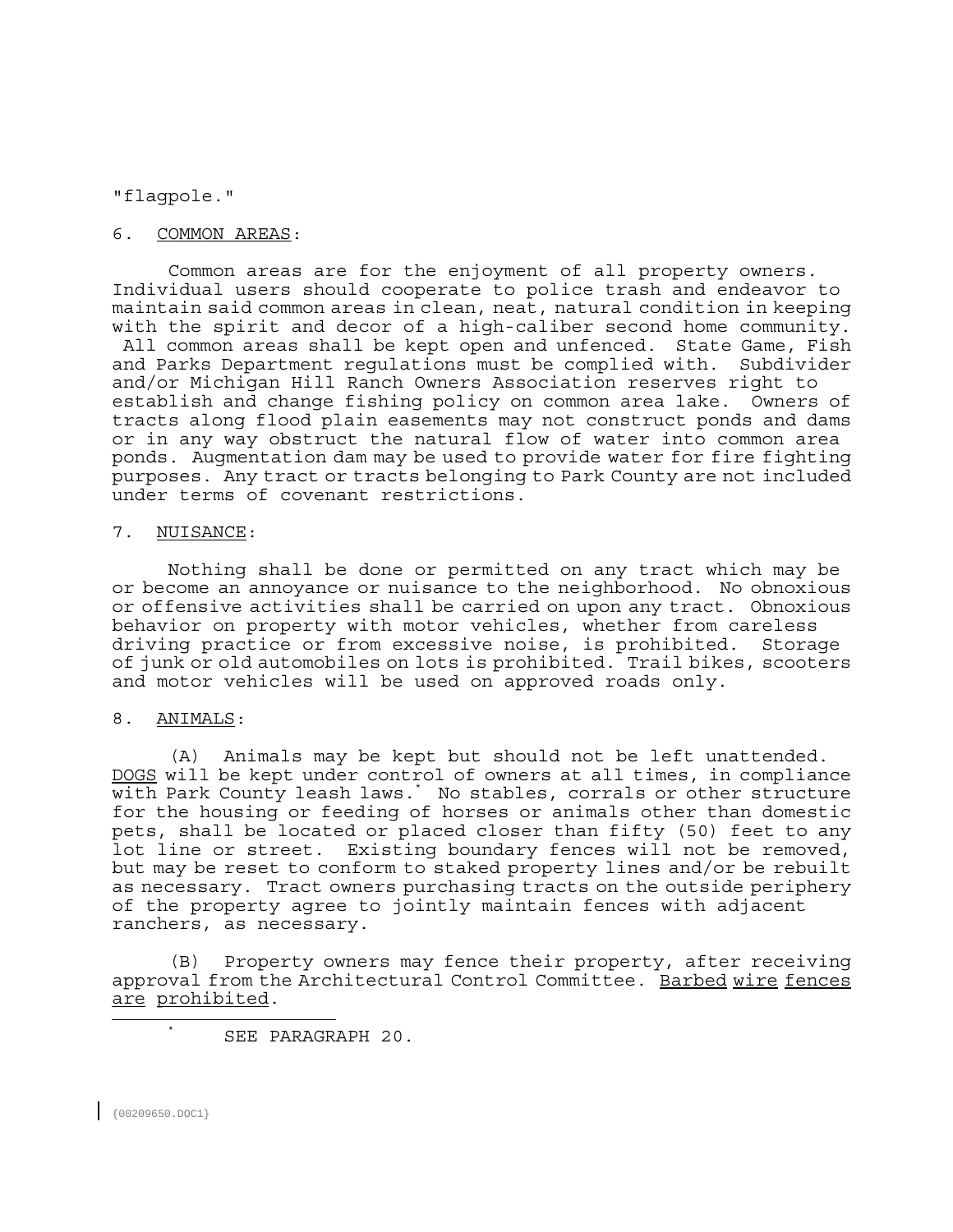"flagpole."

6. <u>COMMON AREAS</u>:

Common areas are for the enjoyment of all property owners. Individual users should cooperate to police trash and endeavor to maintain said common areas in clean, neat, natural condition in keeping with the spirit and decor of a high-caliber second home community. All common areas shall be kept open and unfenced. State Game, Fish and Parks Department regulations must be complied with. Subdivider and/or Michigan Hill Ranch Owners Association reserves right to establish and change fishing policy on common area lake. Owners of tracts along flood plain easements may not construct ponds and dams or in any way obstruct the natural flow of water into common area ponds. Augmentation dam may be used to provide water for fire fighting purposes. Any tract or tracts belonging to Park County are not included under terms of covenant restrictions.

7. <u>NUISANCE</u>:

Nothing shall be done or permitted on any tract which may be or become an annoyance or nuisance to the neighborhood. No obnoxious or offensive activities shall be carried on upon any tract. Obnoxious behavior on property with motor vehicles, whether from careless driving practice or from excessive noise, is prohibited. Storage of junk or old automobiles on lots is prohibited. Trail bikes, scooters and motor vehicles will be used on approved roads only.

8. <u>ANIMALS</u>:

(A) Animals may be kept but should not be left unattended. <u>DOGS</u> will be kept under control of owners at all times, in compliance with Park County leash laws.[*] No stables, corrals or other structure for the housing or feeding of horses or animals other than domestic pets, shall be located or placed closer than fifty (50) feet to any lot line or street. Existing boundary fences will not be removed, but may be reset to conform to staked property lines and/or be rebuilt as necessary. Tract owners purchasing tracts on the outside periphery of the property agree to jointly maintain fences with adjacent ranchers, as necessary.

(B) Property owners may fence their property, after receiving approval from the Architectural Control Committee. <u>Barbed wire fences are prohibited</u>.

[*] SEE PARAGRAPH 20.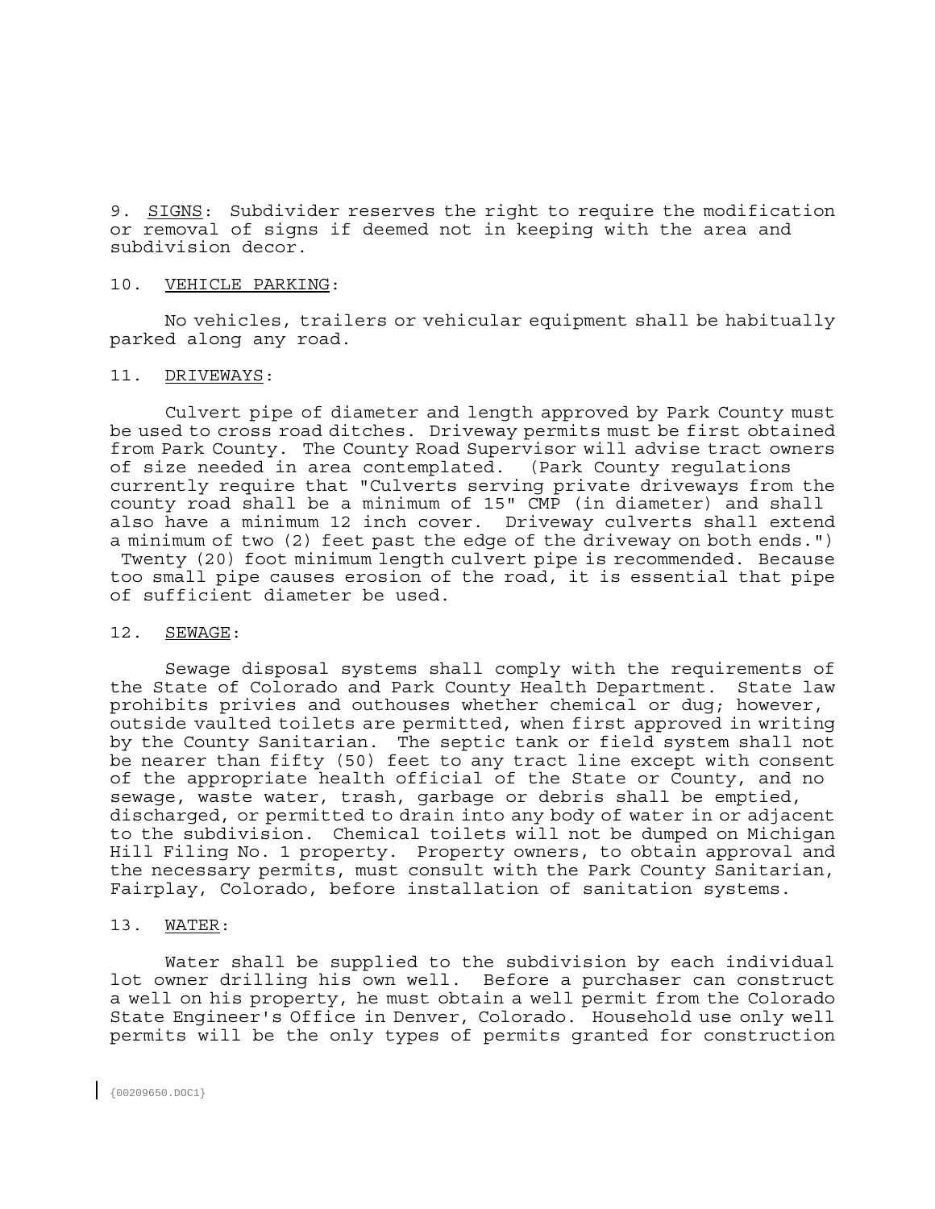9. <u>SIGNS</u>: Subdivider reserves the right to require the modification or removal of signs if deemed not in keeping with the area and subdivision decor.

10. <u>VEHICLE PARKING</u>:

No vehicles, trailers or vehicular equipment shall be habitually parked along any road.

11. <u>DRIVEWAYS</u>:

Culvert pipe of diameter and length approved by Park County must be used to cross road ditches. Driveway permits must be first obtained from Park County. The County Road Supervisor will advise tract owners of size needed in area contemplated. (Park County regulations currently require that "Culverts serving private driveways from the county road shall be a minimum of 15" CMP (in diameter) and shall also have a minimum 12 inch cover. Driveway culverts shall extend a minimum of two (2) feet past the edge of the driveway on both ends.") Twenty (20) foot minimum length culvert pipe is recommended. Because too small pipe causes erosion of the road, it is essential that pipe of sufficient diameter be used.

12. <u>SEWAGE</u>:

Sewage disposal systems shall comply with the requirements of the State of Colorado and Park County Health Department. State law prohibits privies and outhouses whether chemical or dug; however, outside vaulted toilets are permitted, when first approved in writing by the County Sanitarian. The septic tank or field system shall not be nearer than fifty (50) feet to any tract line except with consent of the appropriate health official of the State or County, and no sewage, waste water, trash, garbage or debris shall be emptied, discharged, or permitted to drain into any body of water in or adjacent to the subdivision. Chemical toilets will not be dumped on Michigan Hill Filing No. 1 property. Property owners, to obtain approval and the necessary permits, must consult with the Park County Sanitarian, Fairplay, Colorado, before installation of sanitation systems.

13. <u>WATER</u>:

Water shall be supplied to the subdivision by each individual lot owner drilling his own well. Before a purchaser can construct a well on his property, he must obtain a well permit from the Colorado State Engineer's Office in Denver, Colorado. Household use only well permits will be the only types of permits granted for construction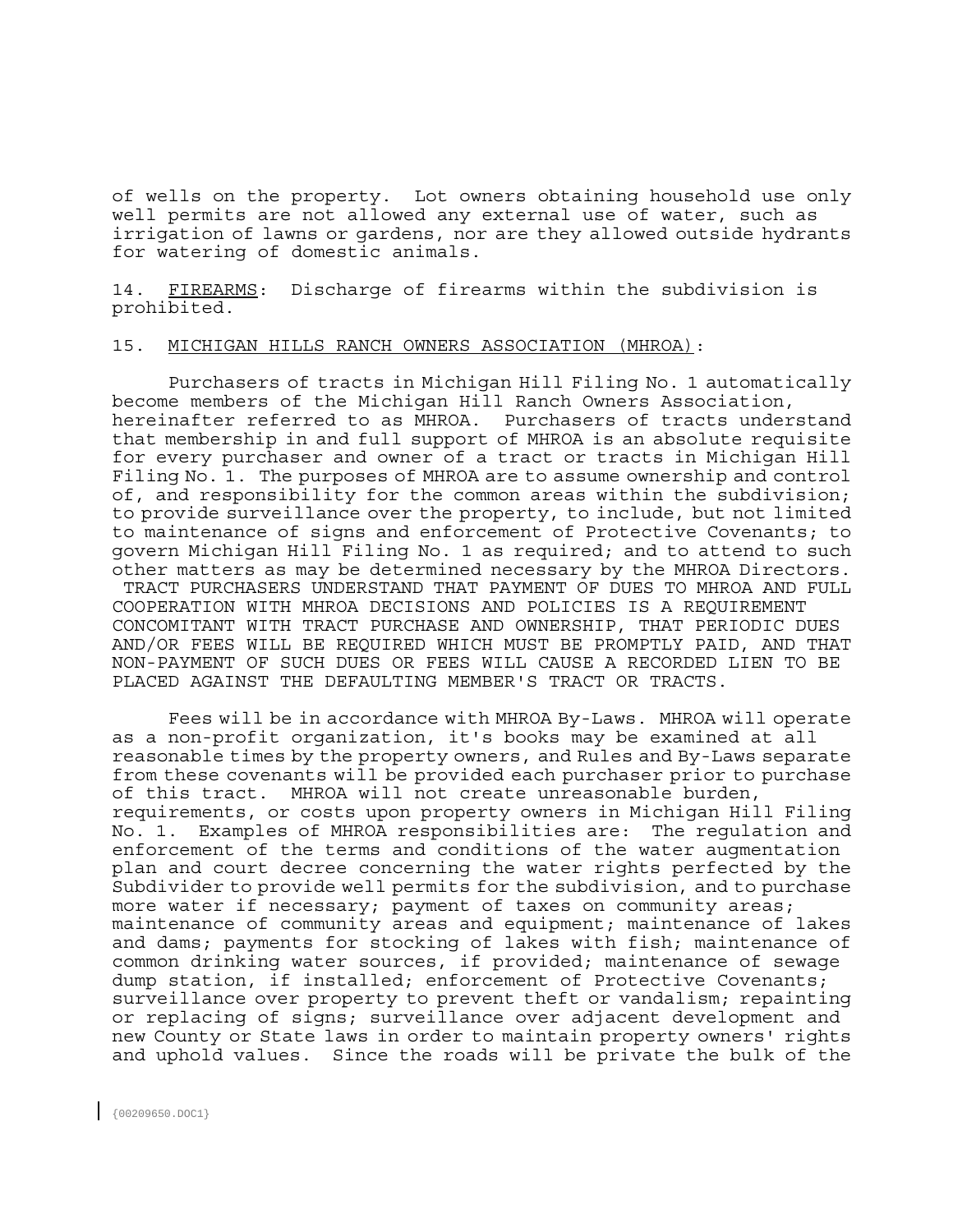of wells on the property. Lot owners obtaining household use only well permits are not allowed any external use of water, such as irrigation of lawns or gardens, nor are they allowed outside hydrants for watering of domestic animals.

14. <u>FIREARMS</u>: Discharge of firearms within the subdivision is prohibited.

15. <u>MICHIGAN HILLS RANCH OWNERS ASSOCIATION (MHROA)</u>:

Purchasers of tracts in Michigan Hill Filing No. 1 automatically become members of the Michigan Hill Ranch Owners Association, hereinafter referred to as MHROA. Purchasers of tracts understand that membership in and full support of MHROA is an absolute requisite for every purchaser and owner of a tract or tracts in Michigan Hill Filing No. 1. The purposes of MHROA are to assume ownership and control of, and responsibility for the common areas within the subdivision; to provide surveillance over the property, to include, but not limited to maintenance of signs and enforcement of Protective Covenants; to govern Michigan Hill Filing No. 1 as required; and to attend to such other matters as may be determined necessary by the MHROA Directors. TRACT PURCHASERS UNDERSTAND THAT PAYMENT OF DUES TO MHROA AND FULL COOPERATION WITH MHROA DECISIONS AND POLICIES IS A REQUIREMENT CONCOMITANT WITH TRACT PURCHASE AND OWNERSHIP, THAT PERIODIC DUES AND/OR FEES WILL BE REQUIRED WHICH MUST BE PROMPTLY PAID, AND THAT NON-PAYMENT OF SUCH DUES OR FEES WILL CAUSE A RECORDED LIEN TO BE PLACED AGAINST THE DEFAULTING MEMBER'S TRACT OR TRACTS.

Fees will be in accordance with MHROA By-Laws. MHROA will operate as a non-profit organization, it's books may be examined at all reasonable times by the property owners, and Rules and By-Laws separate from these covenants will be provided each purchaser prior to purchase of this tract. MHROA will not create unreasonable burden, requirements, or costs upon property owners in Michigan Hill Filing No. 1. Examples of MHROA responsibilities are: The regulation and enforcement of the terms and conditions of the water augmentation plan and court decree concerning the water rights perfected by the Subdivider to provide well permits for the subdivision, and to purchase more water if necessary; payment of taxes on community areas; maintenance of community areas and equipment; maintenance of lakes and dams; payments for stocking of lakes with fish; maintenance of common drinking water sources, if provided; maintenance of sewage dump station, if installed; enforcement of Protective Covenants; surveillance over property to prevent theft or vandalism; repainting or replacing of signs; surveillance over adjacent development and new County or State laws in order to maintain property owners' rights and uphold values. Since the roads will be private the bulk of the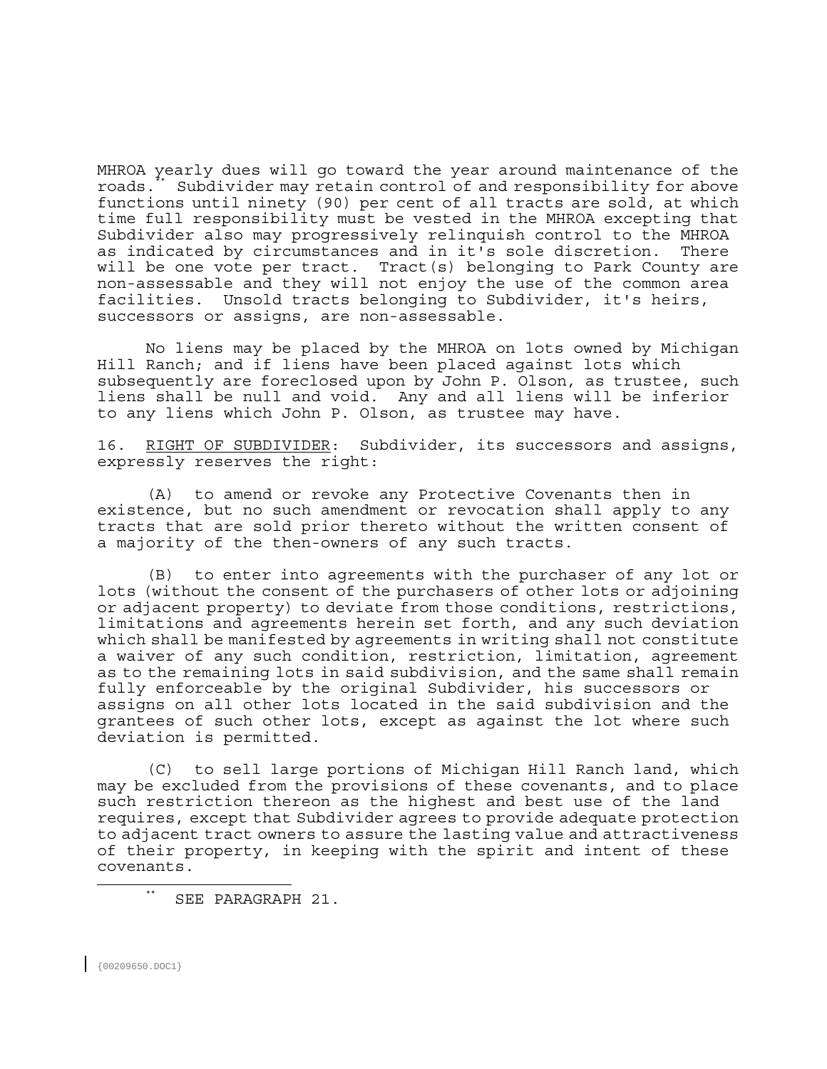MHROA yearly dues will go toward the year around maintenance of the roads.[**] Subdivider may retain control of and responsibility for above functions until ninety (90) per cent of all tracts are sold, at which time full responsibility must be vested in the MHROA excepting that Subdivider also may progressively relinquish control to the MHROA as indicated by circumstances and in it's sole discretion. There will be one vote per tract. Tract(s) belonging to Park County are non-assessable and they will not enjoy the use of the common area facilities. Unsold tracts belonging to Subdivider, it's heirs, successors or assigns, are non-assessable.

No liens may be placed by the MHROA on lots owned by Michigan Hill Ranch; and if liens have been placed against lots which subsequently are foreclosed upon by John P. Olson, as trustee, such liens shall be null and void. Any and all liens will be inferior to any liens which John P. Olson, as trustee may have.

16. <u>RIGHT OF SUBDIVIDER</u>: Subdivider, its successors and assigns, expressly reserves the right:

(A) to amend or revoke any Protective Covenants then in existence, but no such amendment or revocation shall apply to any tracts that are sold prior thereto without the written consent of a majority of the then-owners of any such tracts.

(B) to enter into agreements with the purchaser of any lot or lots (without the consent of the purchasers of other lots or adjoining or adjacent property) to deviate from those conditions, restrictions, limitations and agreements herein set forth, and any such deviation which shall be manifested by agreements in writing shall not constitute a waiver of any such condition, restriction, limitation, agreement as to the remaining lots in said subdivision, and the same shall remain fully enforceable by the original Subdivider, his successors or assigns on all other lots located in the said subdivision and the grantees of such other lots, except as against the lot where such deviation is permitted.

(C) to sell large portions of Michigan Hill Ranch land, which may be excluded from the provisions of these covenants, and to place such restriction thereon as the highest and best use of the land requires, except that Subdivider agrees to provide adequate protection to adjacent tract owners to assure the lasting value and attractiveness of their property, in keeping with the spirit and intent of these covenants.

---

[**] SEE PARAGRAPH 21.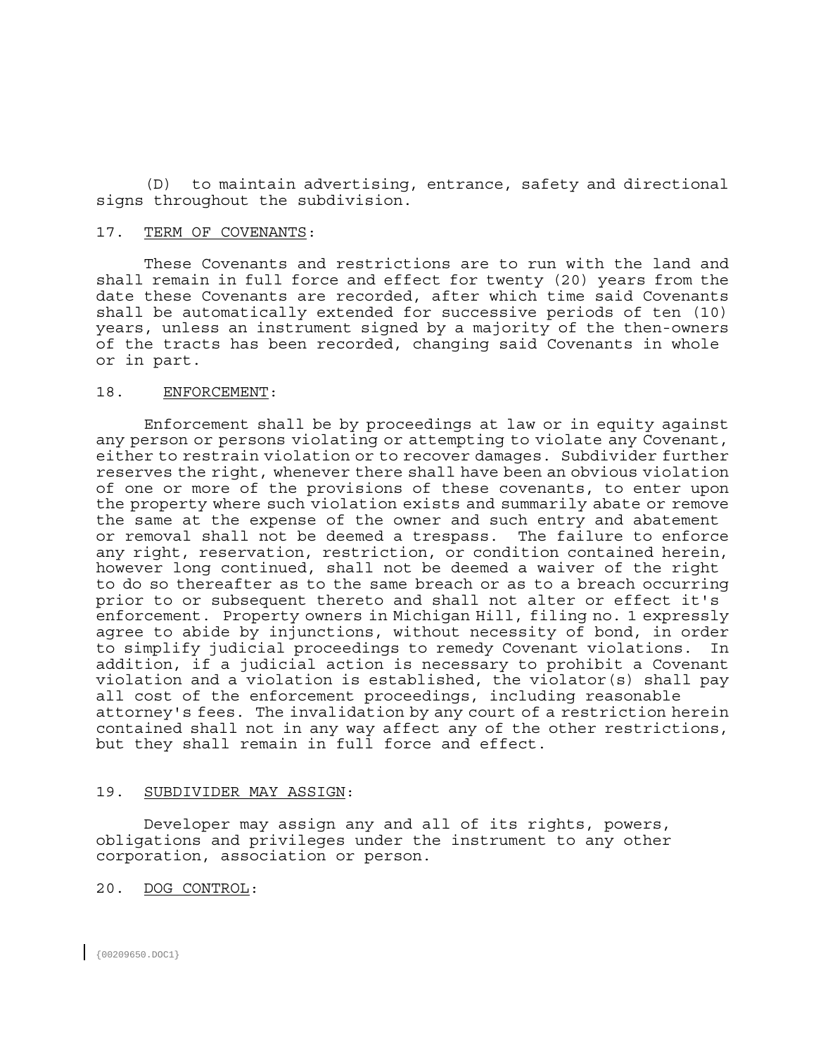(D) to maintain advertising, entrance, safety and directional signs throughout the subdivision.

17. <u>TERM OF COVENANTS</u>:

These Covenants and restrictions are to run with the land and shall remain in full force and effect for twenty (20) years from the date these Covenants are recorded, after which time said Covenants shall be automatically extended for successive periods of ten (10) years, unless an instrument signed by a majority of the then-owners of the tracts has been recorded, changing said Covenants in whole or in part.

18. <u>ENFORCEMENT</u>:

Enforcement shall be by proceedings at law or in equity against any person or persons violating or attempting to violate any Covenant, either to restrain violation or to recover damages. Subdivider further reserves the right, whenever there shall have been an obvious violation of one or more of the provisions of these covenants, to enter upon the property where such violation exists and summarily abate or remove the same at the expense of the owner and such entry and abatement or removal shall not be deemed a trespass. The failure to enforce any right, reservation, restriction, or condition contained herein, however long continued, shall not be deemed a waiver of the right to do so thereafter as to the same breach or as to a breach occurring prior to or subsequent thereto and shall not alter or effect it's enforcement. Property owners in Michigan Hill, filing no. 1 expressly agree to abide by injunctions, without necessity of bond, in order to simplify judicial proceedings to remedy Covenant violations. In addition, if a judicial action is necessary to prohibit a Covenant violation and a violation is established, the violator(s) shall pay all cost of the enforcement proceedings, including reasonable attorney's fees. The invalidation by any court of a restriction herein contained shall not in any way affect any of the other restrictions, but they shall remain in full force and effect.

19. <u>SUBDIVIDER MAY ASSIGN</u>:

Developer may assign any and all of its rights, powers, obligations and privileges under the instrument to any other corporation, association or person.

20. <u>DOG CONTROL</u>: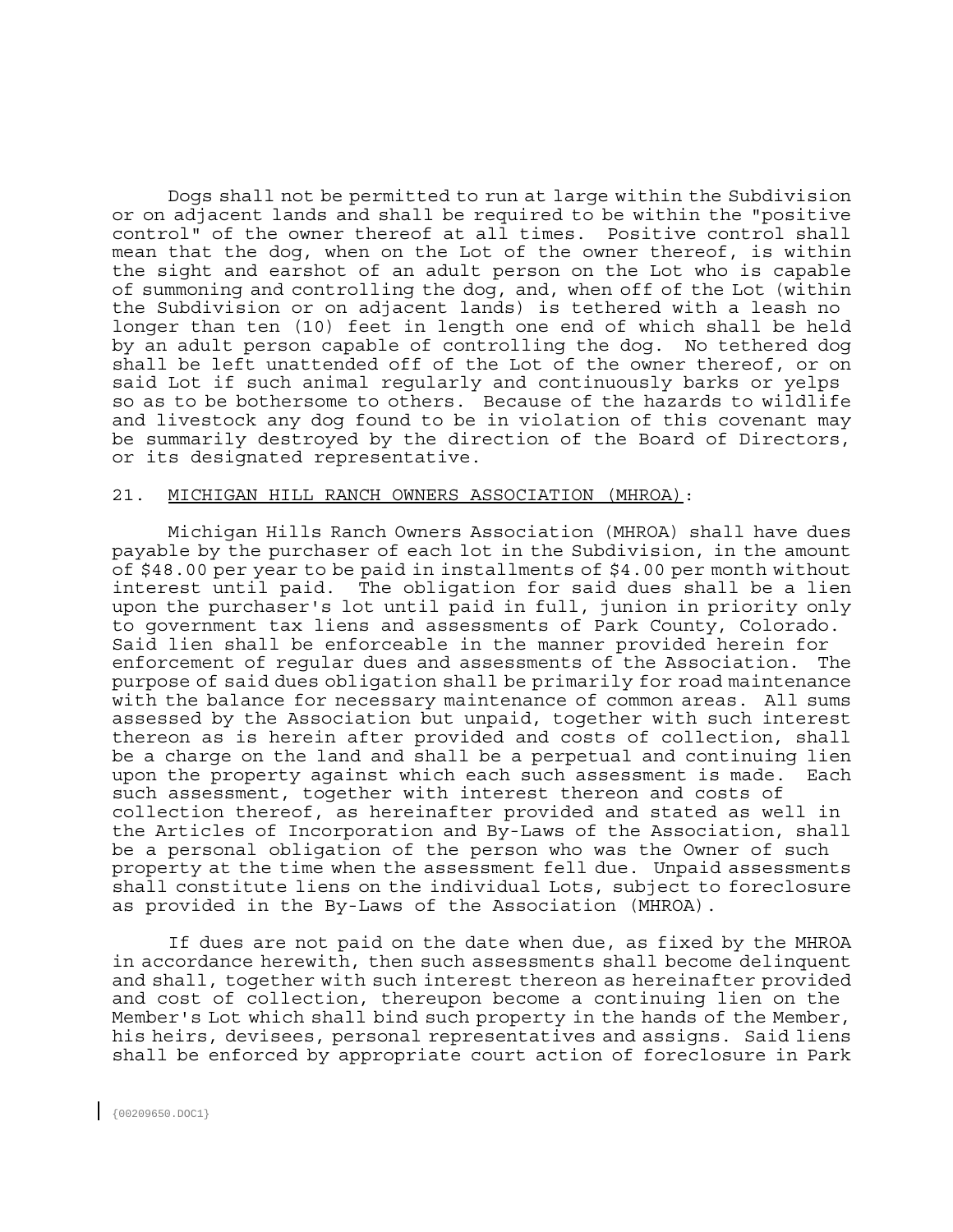Dogs shall not be permitted to run at large within the Subdivision or on adjacent lands and shall be required to be within the "positive control" of the owner thereof at all times. Positive control shall mean that the dog, when on the Lot of the owner thereof, is within the sight and earshot of an adult person on the Lot who is capable of summoning and controlling the dog, and, when off of the Lot (within the Subdivision or on adjacent lands) is tethered with a leash no longer than ten (10) feet in length one end of which shall be held by an adult person capable of controlling the dog. No tethered dog shall be left unattended off of the Lot of the owner thereof, or on said Lot if such animal regularly and continuously barks or yelps so as to be bothersome to others. Because of the hazards to wildlife and livestock any dog found to be in violation of this covenant may be summarily destroyed by the direction of the Board of Directors, or its designated representative.

21. <u>MICHIGAN HILL RANCH OWNERS ASSOCIATION (MHROA)</u>:

Michigan Hills Ranch Owners Association (MHROA) shall have dues payable by the purchaser of each lot in the Subdivision, in the amount of $48.00 per year to be paid in installments of $4.00 per month without interest until paid. The obligation for said dues shall be a lien upon the purchaser's lot until paid in full, junion in priority only to government tax liens and assessments of Park County, Colorado. Said lien shall be enforceable in the manner provided herein for enforcement of regular dues and assessments of the Association. The purpose of said dues obligation shall be primarily for road maintenance with the balance for necessary maintenance of common areas. All sums assessed by the Association but unpaid, together with such interest thereon as is herein after provided and costs of collection, shall be a charge on the land and shall be a perpetual and continuing lien upon the property against which each such assessment is made. Each such assessment, together with interest thereon and costs of collection thereof, as hereinafter provided and stated as well in the Articles of Incorporation and By-Laws of the Association, shall be a personal obligation of the person who was the Owner of such property at the time when the assessment fell due. Unpaid assessments shall constitute liens on the individual Lots, subject to foreclosure as provided in the By-Laws of the Association (MHROA).

If dues are not paid on the date when due, as fixed by the MHROA in accordance herewith, then such assessments shall become delinquent and shall, together with such interest thereon as hereinafter provided and cost of collection, thereupon become a continuing lien on the Member's Lot which shall bind such property in the hands of the Member, his heirs, devisees, personal representatives and assigns. Said liens shall be enforced by appropriate court action of foreclosure in Park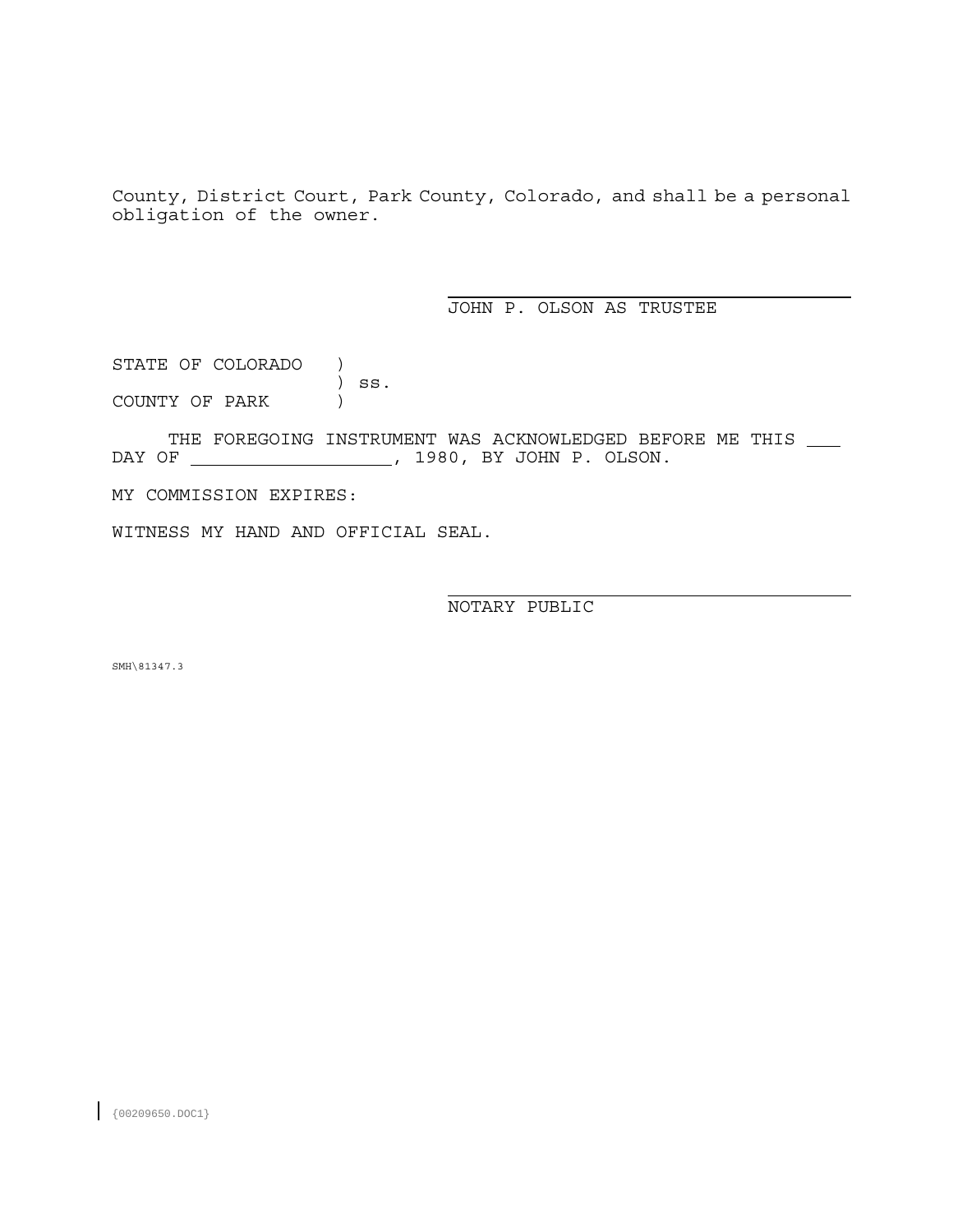County, District Court, Park County, Colorado, and shall be a personal obligation of the owner.

\_\_\_\_\_\_\_\_\_\_\_\_\_\_\_\_\_\_\_\_\_\_\_\_\_\_\_\_\_\_\_\_\_\_\_\_
JOHN P. OLSON AS TRUSTEE

STATE OF COLORADO )
) ss.
COUNTY OF PARK )

THE FOREGOING INSTRUMENT WAS ACKNOWLEDGED BEFORE ME THIS \_\_\_ DAY OF \_\_\_\_\_\_\_\_\_\_\_\_\_\_\_\_\_\_\_\_, 1980, BY JOHN P. OLSON.

MY COMMISSION EXPIRES:

WITNESS MY HAND AND OFFICIAL SEAL.

\_\_\_\_\_\_\_\_\_\_\_\_\_\_\_\_\_\_\_\_\_\_\_\_\_\_\_\_\_\_\_\_\_\_\_\_
NOTARY PUBLIC

SMH\81347.3

{00209650.DOC1}